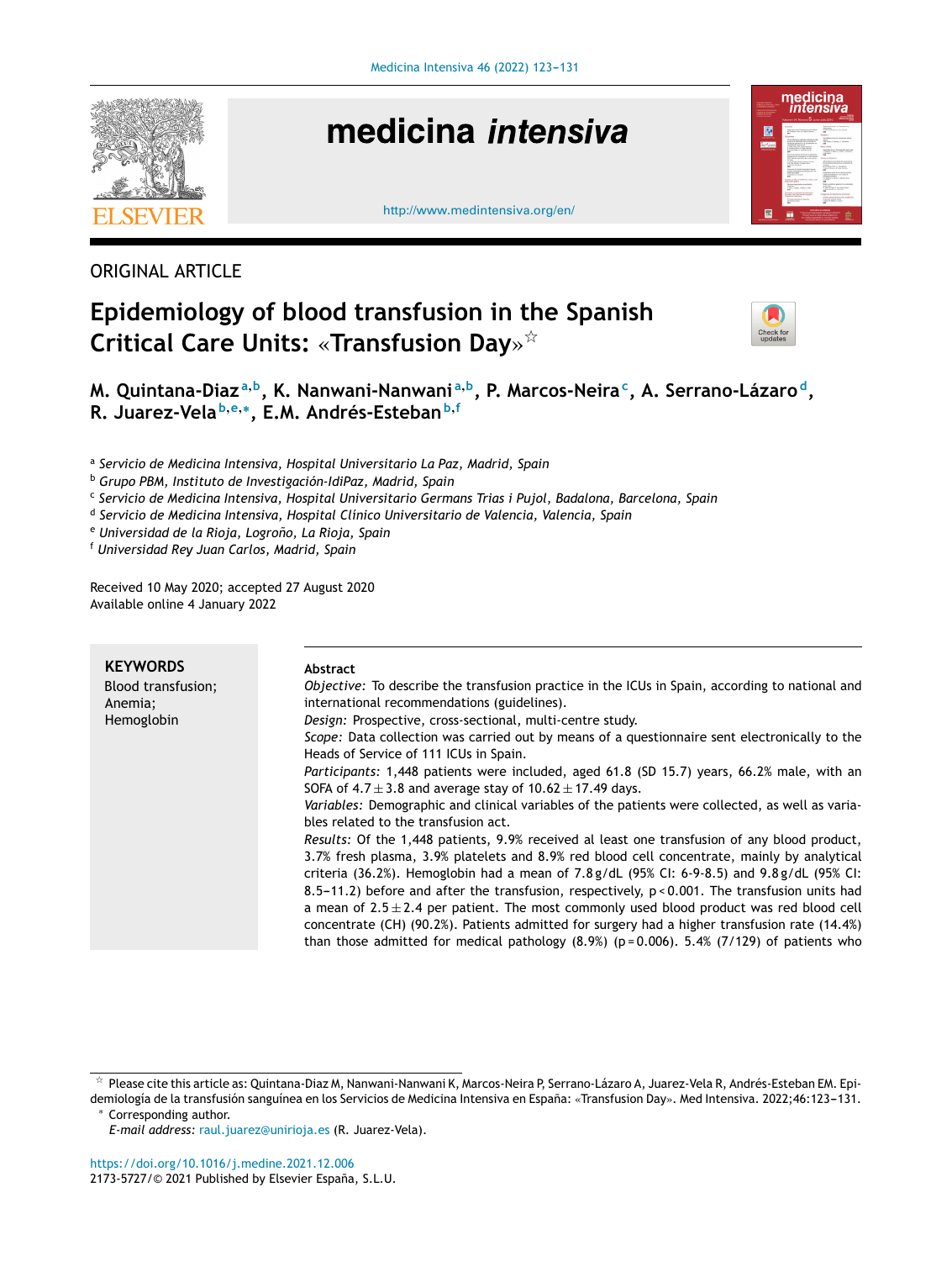ORIGINAL ARTICLE

# Epidemiology of blood transfusion in the Spanish Critical Care Units: «Transfusion Day»[☆]

**M. Quintana-Diaz[a,b], K. Nanwani-Nanwani[a,b], P. Marcos-Neira[c], A. Serrano-Lázaro[d], R. Juarez-Vela[b,e,*], E.M. Andrés-Esteban[b,f]**

[a] *Servicio de Medicina Intensiva, Hospital Universitario La Paz, Madrid, Spain*
[b] *Grupo PBM, Instituto de Investigación-IdiPaz, Madrid, Spain*
[c] *Servicio de Medicina Intensiva, Hospital Universitario Germans Trias i Pujol, Badalona, Barcelona, Spain*
[d] *Servicio de Medicina Intensiva, Hospital Clínico Universitario de Valencia, Valencia, Spain*
[e] *Universidad de la Rioja, Logroño, La Rioja, Spain*
[f] *Universidad Rey Juan Carlos, Madrid, Spain*

Received 10 May 2020; accepted 27 August 2020
Available online 4 January 2022

**KEYWORDS**
Blood transfusion;
Anemia;
Hemoglobin

**Abstract**

*Objective:* To describe the transfusion practice in the ICUs in Spain, according to national and international recommendations (guidelines).

*Design:* Prospective, cross-sectional, multi-centre study.

*Scope:* Data collection was carried out by means of a questionnaire sent electronically to the Heads of Service of 111 ICUs in Spain.

*Participants:* 1,448 patients were included, aged 61.8 (SD 15.7) years, 66.2% male, with an SOFA of $4.7 \pm 3.8$ and average stay of $10.62 \pm 17.49$ days.

*Variables:* Demographic and clinical variables of the patients were collected, as well as variables related to the transfusion act.

*Results:* Of the 1,448 patients, 9.9% received al least one transfusion of any blood product, 3.7% fresh plasma, 3.9% platelets and 8.9% red blood cell concentrate, mainly by analytical criteria (36.2%). Hemoglobin had a mean of 7.8 g/dL (95% CI: 6-9-8.5) and 9.8 g/dL (95% CI: 8.5–11.2) before and after the transfusion, respectively, $p < 0.001$. The transfusion units had a mean of $2.5 \pm 2.4$ per patient. The most commonly used blood product was red blood cell concentrate (CH) (90.2%). Patients admitted for surgery had a higher transfusion rate (14.4%) than those admitted for medical pathology (8.9%) ($p = 0.006$). 5.4% (7/129) of patients who

[☆] Please cite this article as: Quintana-Diaz M, Nanwani-Nanwani K, Marcos-Neira P, Serrano-Lázaro A, Juarez-Vela R, Andrés-Esteban EM. Epidemiología de la transfusión sanguínea en los Servicios de Medicina Intensiva en España: «Transfusion Day». Med Intensiva. 2022;46:123–131.

[*] Corresponding author.
*E-mail address:* raul.juarez@unirioja.es (R. Juarez-Vela).

https://doi.org/10.1016/j.medine.2021.12.006
2173-5727/© 2021 Published by Elsevier España, S.L.U.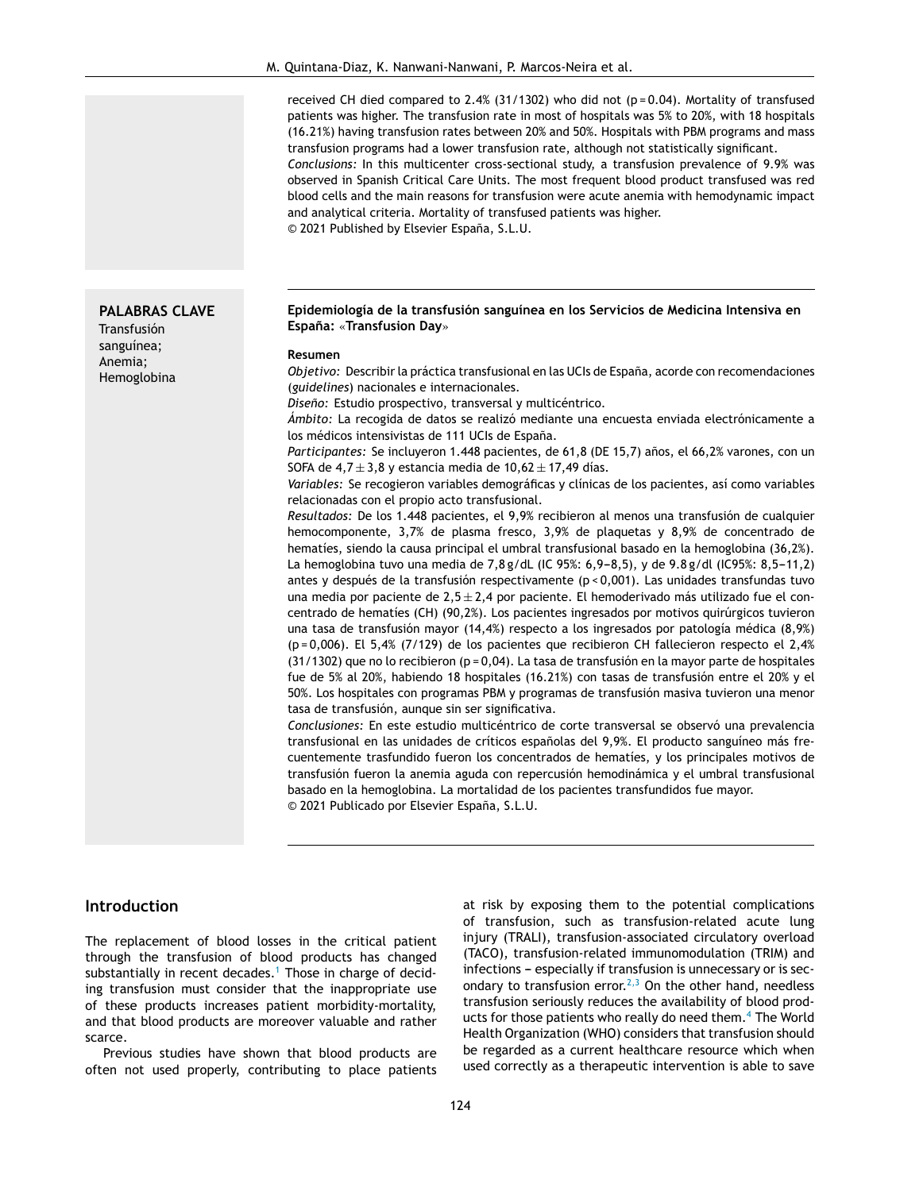received CH died compared to 2.4% (31/1302) who did not (p = 0.04). Mortality of transfused patients was higher. The transfusion rate in most of hospitals was 5% to 20%, with 18 hospitals (16.21%) having transfusion rates between 20% and 50%. Hospitals with PBM programs and mass transfusion programs had a lower transfusion rate, although not statistically significant.

*Conclusions:* In this multicenter cross-sectional study, a transfusion prevalence of 9.9% was observed in Spanish Critical Care Units. The most frequent blood product transfused was red blood cells and the main reasons for transfusion were acute anemia with hemodynamic impact and analytical criteria. Mortality of transfused patients was higher.

© 2021 Published by Elsevier España, S.L.U.

**PALABRAS CLAVE**
Transfusión sanguínea;
Anemia;
Hemoglobina

**Epidemiología de la transfusión sanguínea en los Servicios de Medicina Intensiva en España: «Transfusion Day»**

**Resumen**

*Objetivo:* Describir la práctica transfusional en las UCIs de España, acorde con recomendaciones (*guidelines*) nacionales e internacionales.

*Diseño:* Estudio prospectivo, transversal y multicéntrico.

*Ámbito:* La recogida de datos se realizó mediante una encuesta enviada electrónicamente a los médicos intensivistas de 111 UCIs de España.

*Participantes:* Se incluyeron 1.448 pacientes, de 61,8 (DE 15,7) años, el 66,2% varones, con un SOFA de $4{,}7 \pm 3{,}8$ y estancia media de $10{,}62 \pm 17{,}49$ días.

*Variables:* Se recogieron variables demográficas y clínicas de los pacientes, así como variables relacionadas con el propio acto transfusional.

*Resultados:* De los 1.448 pacientes, el 9,9% recibieron al menos una transfusión de cualquier hemocomponente, 3,7% de plasma fresco, 3,9% de plaquetas y 8,9% de concentrado de hematíes, siendo la causa principal el umbral transfusional basado en la hemoglobina (36,2%). La hemoglobina tuvo una media de 7,8 g/dL (IC 95%: 6,9-8,5), y de 9.8 g/dl (IC95%: 8,5-11,2) antes y después de la transfusión respectivamente (p < 0,001). Las unidades transfundas tuvo una media por paciente de $2{,}5 \pm 2{,}4$ por paciente. El hemoderivado más utilizado fue el concentrado de hematíes (CH) (90,2%). Los pacientes ingresados por motivos quirúrgicos tuvieron una tasa de transfusión mayor (14,4%) respecto a los ingresados por patología médica (8,9%) (p = 0,006). El 5,4% (7/129) de los pacientes que recibieron CH fallecieron respecto el 2,4% (31/1302) que no lo recibieron (p = 0,04). La tasa de transfusión en la mayor parte de hospitales fue de 5% al 20%, habiendo 18 hospitales (16.21%) con tasas de transfusión entre el 20% y el 50%. Los hospitales con programas PBM y programas de transfusión masiva tuvieron una menor tasa de transfusión, aunque sin ser significativa.

*Conclusiones:* En este estudio multicéntrico de corte transversal se observó una prevalencia transfusional en las unidades de críticos españolas del 9,9%. El producto sanguíneo más frecuentemente trasfundido fueron los concentrados de hematíes, y los principales motivos de transfusión fueron la anemia aguda con repercusión hemodinámica y el umbral transfusional basado en la hemoglobina. La mortalidad de los pacientes transfundidos fue mayor.

© 2021 Publicado por Elsevier España, S.L.U.

## Introduction

The replacement of blood losses in the critical patient through the transfusion of blood products has changed substantially in recent decades.[1] Those in charge of deciding transfusion must consider that the inappropriate use of these products increases patient morbidity-mortality, and that blood products are moreover valuable and rather scarce.

Previous studies have shown that blood products are often not used properly, contributing to place patients at risk by exposing them to the potential complications of transfusion, such as transfusion-related acute lung injury (TRALI), transfusion-associated circulatory overload (TACO), transfusion-related immunomodulation (TRIM) and infections – especially if transfusion is unnecessary or is secondary to transfusion error.[2,3] On the other hand, needless transfusion seriously reduces the availability of blood products for those patients who really do need them.[4] The World Health Organization (WHO) considers that transfusion should be regarded as a current healthcare resource which when used correctly as a therapeutic intervention is able to save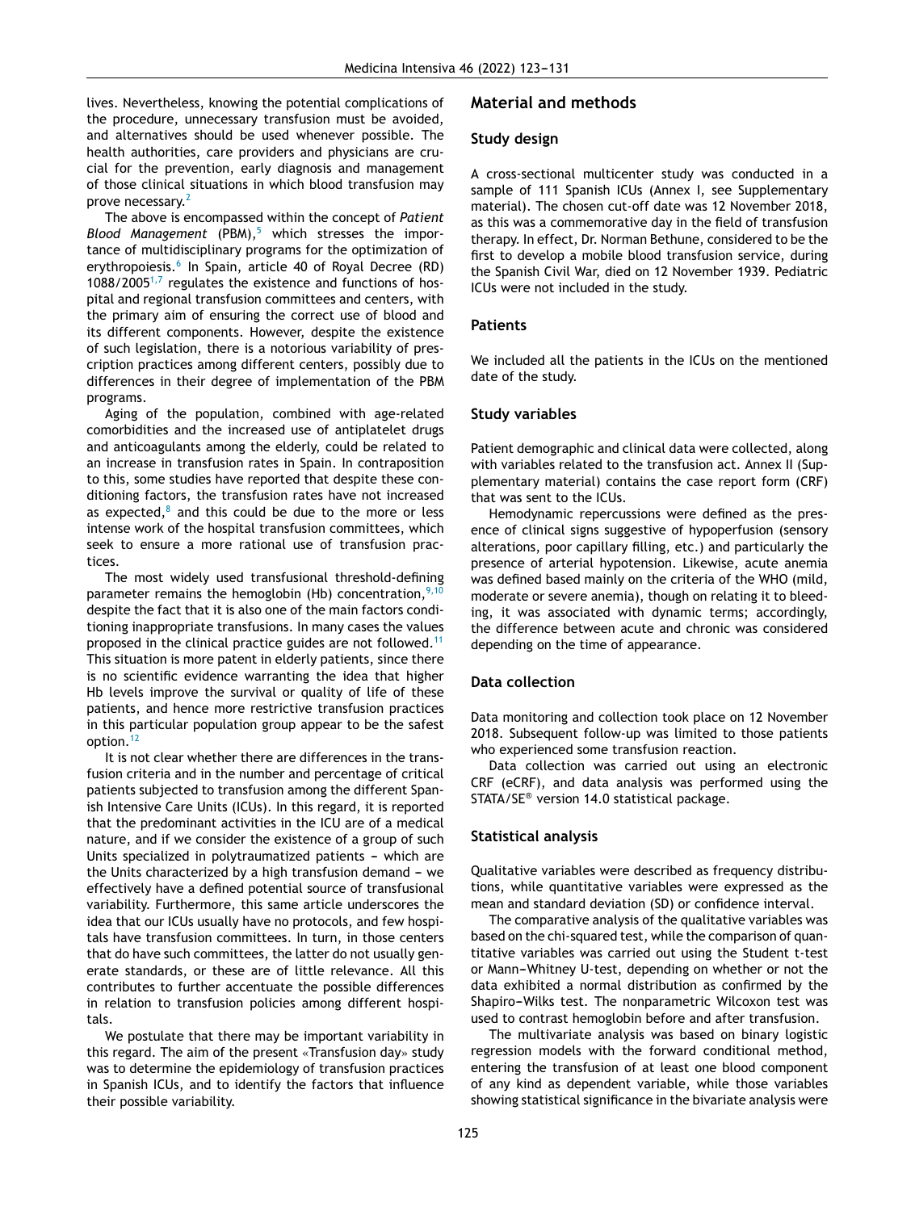lives. Nevertheless, knowing the potential complications of the procedure, unnecessary transfusion must be avoided, and alternatives should be used whenever possible. The health authorities, care providers and physicians are crucial for the prevention, early diagnosis and management of those clinical situations in which blood transfusion may prove necessary.[2]

The above is encompassed within the concept of *Patient Blood Management* (PBM),[5] which stresses the importance of multidisciplinary programs for the optimization of erythropoiesis.[6] In Spain, article 40 of Royal Decree (RD) 1088/2005[1,7] regulates the existence and functions of hospital and regional transfusion committees and centers, with the primary aim of ensuring the correct use of blood and its different components. However, despite the existence of such legislation, there is a notorious variability of prescription practices among different centers, possibly due to differences in their degree of implementation of the PBM programs.

Aging of the population, combined with age-related comorbidities and the increased use of antiplatelet drugs and anticoagulants among the elderly, could be related to an increase in transfusion rates in Spain. In contraposition to this, some studies have reported that despite these conditioning factors, the transfusion rates have not increased as expected,[8] and this could be due to the more or less intense work of the hospital transfusion committees, which seek to ensure a more rational use of transfusion practices.

The most widely used transfusional threshold-defining parameter remains the hemoglobin (Hb) concentration,[9,10] despite the fact that it is also one of the main factors conditioning inappropriate transfusions. In many cases the values proposed in the clinical practice guides are not followed.[11] This situation is more patent in elderly patients, since there is no scientific evidence warranting the idea that higher Hb levels improve the survival or quality of life of these patients, and hence more restrictive transfusion practices in this particular population group appear to be the safest option.[12]

It is not clear whether there are differences in the transfusion criteria and in the number and percentage of critical patients subjected to transfusion among the different Spanish Intensive Care Units (ICUs). In this regard, it is reported that the predominant activities in the ICU are of a medical nature, and if we consider the existence of a group of such Units specialized in polytraumatized patients – which are the Units characterized by a high transfusion demand – we effectively have a defined potential source of transfusional variability. Furthermore, this same article underscores the idea that our ICUs usually have no protocols, and few hospitals have transfusion committees. In turn, in those centers that do have such committees, the latter do not usually generate standards, or these are of little relevance. All this contributes to further accentuate the possible differences in relation to transfusion policies among different hospitals.

We postulate that there may be important variability in this regard. The aim of the present «Transfusion day» study was to determine the epidemiology of transfusion practices in Spanish ICUs, and to identify the factors that influence their possible variability.

## Material and methods

### Study design

A cross-sectional multicenter study was conducted in a sample of 111 Spanish ICUs (Annex I, see Supplementary material). The chosen cut-off date was 12 November 2018, as this was a commemorative day in the field of transfusion therapy. In effect, Dr. Norman Bethune, considered to be the first to develop a mobile blood transfusion service, during the Spanish Civil War, died on 12 November 1939. Pediatric ICUs were not included in the study.

### Patients

We included all the patients in the ICUs on the mentioned date of the study.

### Study variables

Patient demographic and clinical data were collected, along with variables related to the transfusion act. Annex II (Supplementary material) contains the case report form (CRF) that was sent to the ICUs.

Hemodynamic repercussions were defined as the presence of clinical signs suggestive of hypoperfusion (sensory alterations, poor capillary filling, etc.) and particularly the presence of arterial hypotension. Likewise, acute anemia was defined based mainly on the criteria of the WHO (mild, moderate or severe anemia), though on relating it to bleeding, it was associated with dynamic terms; accordingly, the difference between acute and chronic was considered depending on the time of appearance.

### Data collection

Data monitoring and collection took place on 12 November 2018. Subsequent follow-up was limited to those patients who experienced some transfusion reaction.

Data collection was carried out using an electronic CRF (eCRF), and data analysis was performed using the STATA/SE® version 14.0 statistical package.

### Statistical analysis

Qualitative variables were described as frequency distributions, while quantitative variables were expressed as the mean and standard deviation (SD) or confidence interval.

The comparative analysis of the qualitative variables was based on the chi-squared test, while the comparison of quantitative variables was carried out using the Student t-test or Mann–Whitney U-test, depending on whether or not the data exhibited a normal distribution as confirmed by the Shapiro–Wilks test. The nonparametric Wilcoxon test was used to contrast hemoglobin before and after transfusion.

The multivariate analysis was based on binary logistic regression models with the forward conditional method, entering the transfusion of at least one blood component of any kind as dependent variable, while those variables showing statistical significance in the bivariate analysis were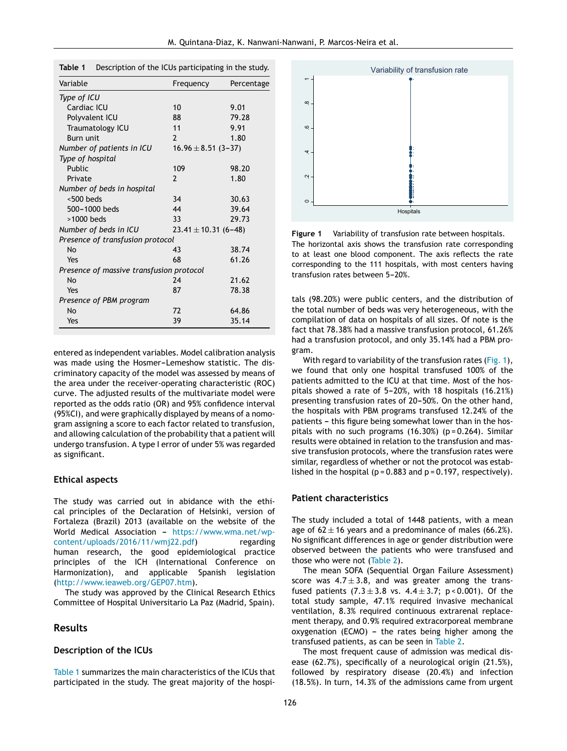**Table 1** Description of the ICUs participating in the study.

| Variable | Frequency | Percentage |
|---|---|---|
| *Type of ICU* | | |
| Cardiac ICU | 10 | 9.01 |
| Polyvalent ICU | 88 | 79.28 |
| Traumatology ICU | 11 | 9.91 |
| Burn unit | 2 | 1.80 |
| *Number of patients in ICU* | 16.96 ± 8.51 (3–37) | |
| *Type of hospital* | | |
| Public | 109 | 98.20 |
| Private | 2 | 1.80 |
| *Number of beds in hospital* | | |
| <500 beds | 34 | 30.63 |
| 500–1000 beds | 44 | 39.64 |
| >1000 beds | 33 | 29.73 |
| *Number of beds in ICU* | 23.41 ± 10.31 (6–48) | |
| *Presence of transfusion protocol* | | |
| No | 43 | 38.74 |
| Yes | 68 | 61.26 |
| *Presence of massive transfusion protocol* | | |
| No | 24 | 21.62 |
| Yes | 87 | 78.38 |
| *Presence of PBM program* | | |
| No | 72 | 64.86 |
| Yes | 39 | 35.14 |

entered as independent variables. Model calibration analysis was made using the Hosmer–Lemeshow statistic. The discriminatory capacity of the model was assessed by means of the area under the receiver-operating characteristic (ROC) curve. The adjusted results of the multivariate model were reported as the odds ratio (OR) and 95% confidence interval (95%CI), and were graphically displayed by means of a nomogram assigning a score to each factor related to transfusion, and allowing calculation of the probability that a patient will undergo transfusion. A type I error of under 5% was regarded as significant.

### Ethical aspects

The study was carried out in abidance with the ethical principles of the Declaration of Helsinki, version of Fortaleza (Brazil) 2013 (available on the website of the World Medical Association – https://www.wma.net/wp-content/uploads/2016/11/wmj22.pdf) regarding human research, the good epidemiological practice principles of the ICH (International Conference on Harmonization), and applicable Spanish legislation (http://www.ieaweb.org/GEP07.htm).

The study was approved by the Clinical Research Ethics Committee of Hospital Universitario La Paz (Madrid, Spain).

## Results

### Description of the ICUs

Table 1 summarizes the main characteristics of the ICUs that participated in the study. The great majority of the hospitals (98.20%) were public centers, and the distribution of the total number of beds was very heterogeneous, with the compilation of data on hospitals of all sizes. Of note is the fact that 78.38% had a massive transfusion protocol, 61.26% had a transfusion protocol, and only 35.14% had a PBM program.

**Figure 1** Variability of transfusion rate between hospitals. The horizontal axis shows the transfusion rate corresponding to at least one blood component. The axis reflects the rate corresponding to the 111 hospitals, with most centers having transfusion rates between 5–20%.

With regard to variability of the transfusion rates (Fig. 1), we found that only one hospital transfused 100% of the patients admitted to the ICU at that time. Most of the hospitals showed a rate of 5–20%, with 18 hospitals (16.21%) presenting transfusion rates of 20–50%. On the other hand, the hospitals with PBM programs transfused 12.24% of the patients – this figure being somewhat lower than in the hospitals with no such programs (16.30%) ($p = 0.264$). Similar results were obtained in relation to the transfusion and massive transfusion protocols, where the transfusion rates were similar, regardless of whether or not the protocol was established in the hospital ($p = 0.883$ and $p = 0.197$, respectively).

### Patient characteristics

The study included a total of 1448 patients, with a mean age of 62 ± 16 years and a predominance of males (66.2%). No significant differences in age or gender distribution were observed between the patients who were transfused and those who were not (Table 2).

The mean SOFA (Sequential Organ Failure Assessment) score was 4.7 ± 3.8, and was greater among the transfused patients (7.3 ± 3.8 vs. 4.4 ± 3.7; $p < 0.001$). Of the total study sample, 47.1% required invasive mechanical ventilation, 8.3% required continuous extrarenal replacement therapy, and 0.9% required extracorporeal membrane oxygenation (ECMO) – the rates being higher among the transfused patients, as can be seen in Table 2.

The most frequent cause of admission was medical disease (62.7%), specifically of a neurological origin (21.5%), followed by respiratory disease (20.4%) and infection (18.5%). In turn, 14.3% of the admissions came from urgent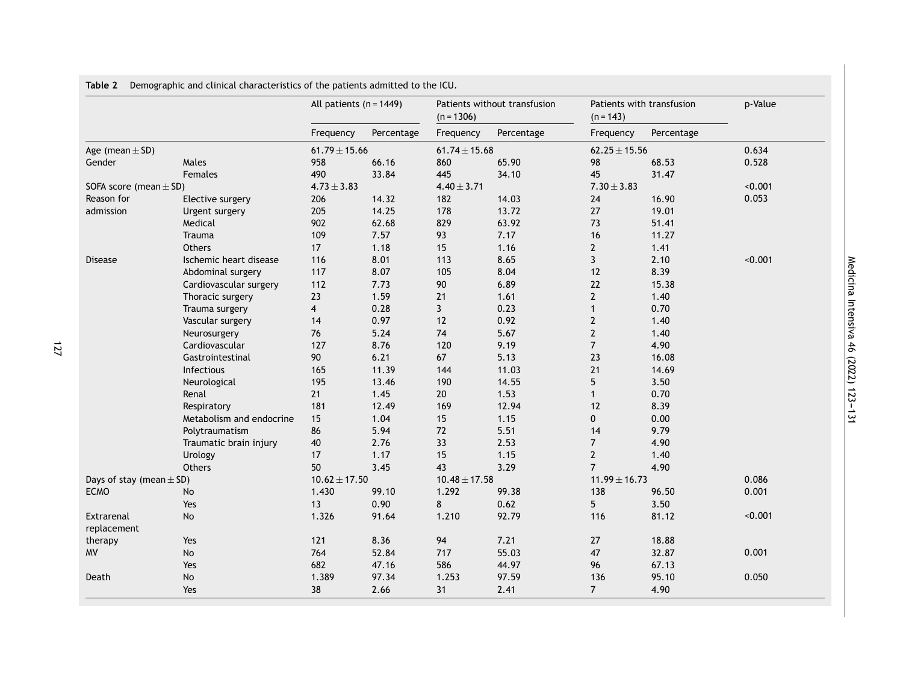**Table 2** Demographic and clinical characteristics of the patients admitted to the ICU.

| | | All patients (n = 1449) | | Patients without transfusion (n = 1306) | | Patients with transfusion (n = 143) | | p-Value |
|---|---|---|---|---|---|---|---|---|
| | | Frequency | Percentage | Frequency | Percentage | Frequency | Percentage | |
| Age (mean ± SD) | | 61.79 ± 15.66 | | 61.74 ± 15.68 | | 62.25 ± 15.56 | | 0.634 |
| Gender | Males | 958 | 66.16 | 860 | 65.90 | 98 | 68.53 | 0.528 |
| | Females | 490 | 33.84 | 445 | 34.10 | 45 | 31.47 | |
| SOFA score (mean ± SD) | | 4.73 ± 3.83 | | 4.40 ± 3.71 | | 7.30 ± 3.83 | | <0.001 |
| Reason for admission | Elective surgery | 206 | 14.32 | 182 | 14.03 | 24 | 16.90 | 0.053 |
| | Urgent surgery | 205 | 14.25 | 178 | 13.72 | 27 | 19.01 | |
| | Medical | 902 | 62.68 | 829 | 63.92 | 73 | 51.41 | |
| | Trauma | 109 | 7.57 | 93 | 7.17 | 16 | 11.27 | |
| | Others | 17 | 1.18 | 15 | 1.16 | 2 | 1.41 | |
| Disease | Ischemic heart disease | 116 | 8.01 | 113 | 8.65 | 3 | 2.10 | <0.001 |
| | Abdominal surgery | 117 | 8.07 | 105 | 8.04 | 12 | 8.39 | |
| | Cardiovascular surgery | 112 | 7.73 | 90 | 6.89 | 22 | 15.38 | |
| | Thoracic surgery | 23 | 1.59 | 21 | 1.61 | 2 | 1.40 | |
| | Trauma surgery | 4 | 0.28 | 3 | 0.23 | 1 | 0.70 | |
| | Vascular surgery | 14 | 0.97 | 12 | 0.92 | 2 | 1.40 | |
| | Neurosurgery | 76 | 5.24 | 74 | 5.67 | 2 | 1.40 | |
| | Cardiovascular | 127 | 8.76 | 120 | 9.19 | 7 | 4.90 | |
| | Gastrointestinal | 90 | 6.21 | 67 | 5.13 | 23 | 16.08 | |
| | Infectious | 165 | 11.39 | 144 | 11.03 | 21 | 14.69 | |
| | Neurological | 195 | 13.46 | 190 | 14.55 | 5 | 3.50 | |
| | Renal | 21 | 1.45 | 20 | 1.53 | 1 | 0.70 | |
| | Respiratory | 181 | 12.49 | 169 | 12.94 | 12 | 8.39 | |
| | Metabolism and endocrine | 15 | 1.04 | 15 | 1.15 | 0 | 0.00 | |
| | Polytraumatism | 86 | 5.94 | 72 | 5.51 | 14 | 9.79 | |
| | Traumatic brain injury | 40 | 2.76 | 33 | 2.53 | 7 | 4.90 | |
| | Urology | 17 | 1.17 | 15 | 1.15 | 2 | 1.40 | |
| | Others | 50 | 3.45 | 43 | 3.29 | 7 | 4.90 | |
| Days of stay (mean ± SD) | | 10.62 ± 17.50 | | 10.48 ± 17.58 | | 11.99 ± 16.73 | | 0.086 |
| ECMO | No | 1.430 | 99.10 | 1.292 | 99.38 | 138 | 96.50 | 0.001 |
| | Yes | 13 | 0.90 | 8 | 0.62 | 5 | 3.50 | |
| Extrarenal replacement therapy | No | 1.326 | 91.64 | 1.210 | 92.79 | 116 | 81.12 | <0.001 |
| | Yes | 121 | 8.36 | 94 | 7.21 | 27 | 18.88 | |
| MV | No | 764 | 52.84 | 717 | 55.03 | 47 | 32.87 | 0.001 |
| | Yes | 682 | 47.16 | 586 | 44.97 | 96 | 67.13 | |
| Death | No | 1.389 | 97.34 | 1.253 | 97.59 | 136 | 95.10 | 0.050 |
| | Yes | 38 | 2.66 | 31 | 2.41 | 7 | 4.90 | |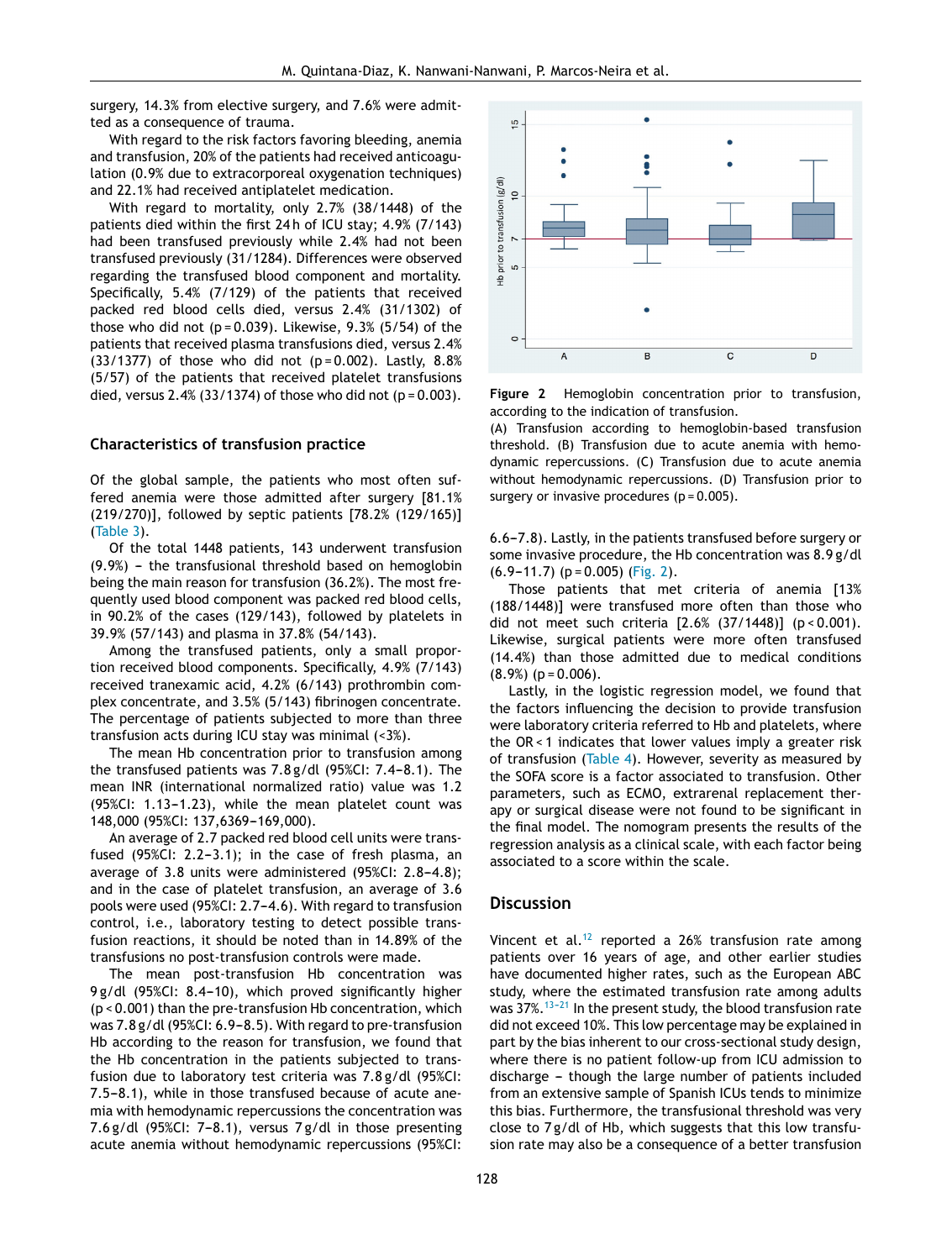surgery, 14.3% from elective surgery, and 7.6% were admitted as a consequence of trauma.

With regard to the risk factors favoring bleeding, anemia and transfusion, 20% of the patients had received anticoagulation (0.9% due to extracorporeal oxygenation techniques) and 22.1% had received antiplatelet medication.

With regard to mortality, only 2.7% (38/1448) of the patients died within the first 24 h of ICU stay; 4.9% (7/143) had been transfused previously while 2.4% had not been transfused previously (31/1284). Differences were observed regarding the transfused blood component and mortality. Specifically, 5.4% (7/129) of the patients that received packed red blood cells died, versus 2.4% (31/1302) of those who did not (p = 0.039). Likewise, 9.3% (5/54) of the patients that received plasma transfusions died, versus 2.4% (33/1377) of those who did not (p = 0.002). Lastly, 8.8% (5/57) of the patients that received platelet transfusions died, versus 2.4% (33/1374) of those who did not (p = 0.003).

## Characteristics of transfusion practice

Of the global sample, the patients who most often suffered anemia were those admitted after surgery [81.1% (219/270)], followed by septic patients [78.2% (129/165)] (Table 3).

Of the total 1448 patients, 143 underwent transfusion (9.9%) – the transfusional threshold based on hemoglobin being the main reason for transfusion (36.2%). The most frequently used blood component was packed red blood cells, in 90.2% of the cases (129/143), followed by platelets in 39.9% (57/143) and plasma in 37.8% (54/143).

Among the transfused patients, only a small proportion received blood components. Specifically, 4.9% (7/143) received tranexamic acid, 4.2% (6/143) prothrombin complex concentrate, and 3.5% (5/143) fibrinogen concentrate. The percentage of patients subjected to more than three transfusion acts during ICU stay was minimal (<3%).

The mean Hb concentration prior to transfusion among the transfused patients was 7.8 g/dl (95%CI: 7.4–8.1). The mean INR (international normalized ratio) value was 1.2 (95%CI: 1.13–1.23), while the mean platelet count was 148,000 (95%CI: 137,6369–169,000).

An average of 2.7 packed red blood cell units were transfused (95%CI: 2.2–3.1); in the case of fresh plasma, an average of 3.8 units were administered (95%CI: 2.8–4.8); and in the case of platelet transfusion, an average of 3.6 pools were used (95%CI: 2.7–4.6). With regard to transfusion control, i.e., laboratory testing to detect possible transfusion reactions, it should be noted than in 14.89% of the transfusions no post-transfusion controls were made.

The mean post-transfusion Hb concentration was 9 g/dl (95%CI: 8.4–10), which proved significantly higher (p < 0.001) than the pre-transfusion Hb concentration, which was 7.8 g/dl (95%CI: 6.9–8.5). With regard to pre-transfusion Hb according to the reason for transfusion, we found that the Hb concentration in the patients subjected to transfusion due to laboratory test criteria was 7.8 g/dl (95%CI: 7.5–8.1), while in those transfused because of acute anemia with hemodynamic repercussions the concentration was 7.6 g/dl (95%CI: 7–8.1), versus 7 g/dl in those presenting acute anemia without hemodynamic repercussions (95%CI: 6.6–7.8). Lastly, in the patients transfused before surgery or some invasive procedure, the Hb concentration was 8.9 g/dl (6.9–11.7) (p = 0.005) (Fig. 2).

**Figure 2** Hemoglobin concentration prior to transfusion, according to the indication of transfusion.
(A) Transfusion according to hemoglobin-based transfusion threshold. (B) Transfusion due to acute anemia with hemodynamic repercussions. (C) Transfusion due to acute anemia without hemodynamic repercussions. (D) Transfusion prior to surgery or invasive procedures (p = 0.005).

Those patients that met criteria of anemia [13% (188/1448)] were transfused more often than those who did not meet such criteria [2.6% (37/1448)] (p < 0.001). Likewise, surgical patients were more often transfused (14.4%) than those admitted due to medical conditions (8.9%) (p = 0.006).

Lastly, in the logistic regression model, we found that the factors influencing the decision to provide transfusion were laboratory criteria referred to Hb and platelets, where the OR < 1 indicates that lower values imply a greater risk of transfusion (Table 4). However, severity as measured by the SOFA score is a factor associated to transfusion. Other parameters, such as ECMO, extrarenal replacement therapy or surgical disease were not found to be significant in the final model. The nomogram presents the results of the regression analysis as a clinical scale, with each factor being associated to a score within the scale.

## Discussion

Vincent et al.[12] reported a 26% transfusion rate among patients over 16 years of age, and other earlier studies have documented higher rates, such as the European ABC study, where the estimated transfusion rate among adults was 37%.[13–21] In the present study, the blood transfusion rate did not exceed 10%. This low percentage may be explained in part by the bias inherent to our cross-sectional study design, where there is no patient follow-up from ICU admission to discharge – though the large number of patients included from an extensive sample of Spanish ICUs tends to minimize this bias. Furthermore, the transfusional threshold was very close to 7 g/dl of Hb, which suggests that this low transfusion rate may also be a consequence of a better transfusion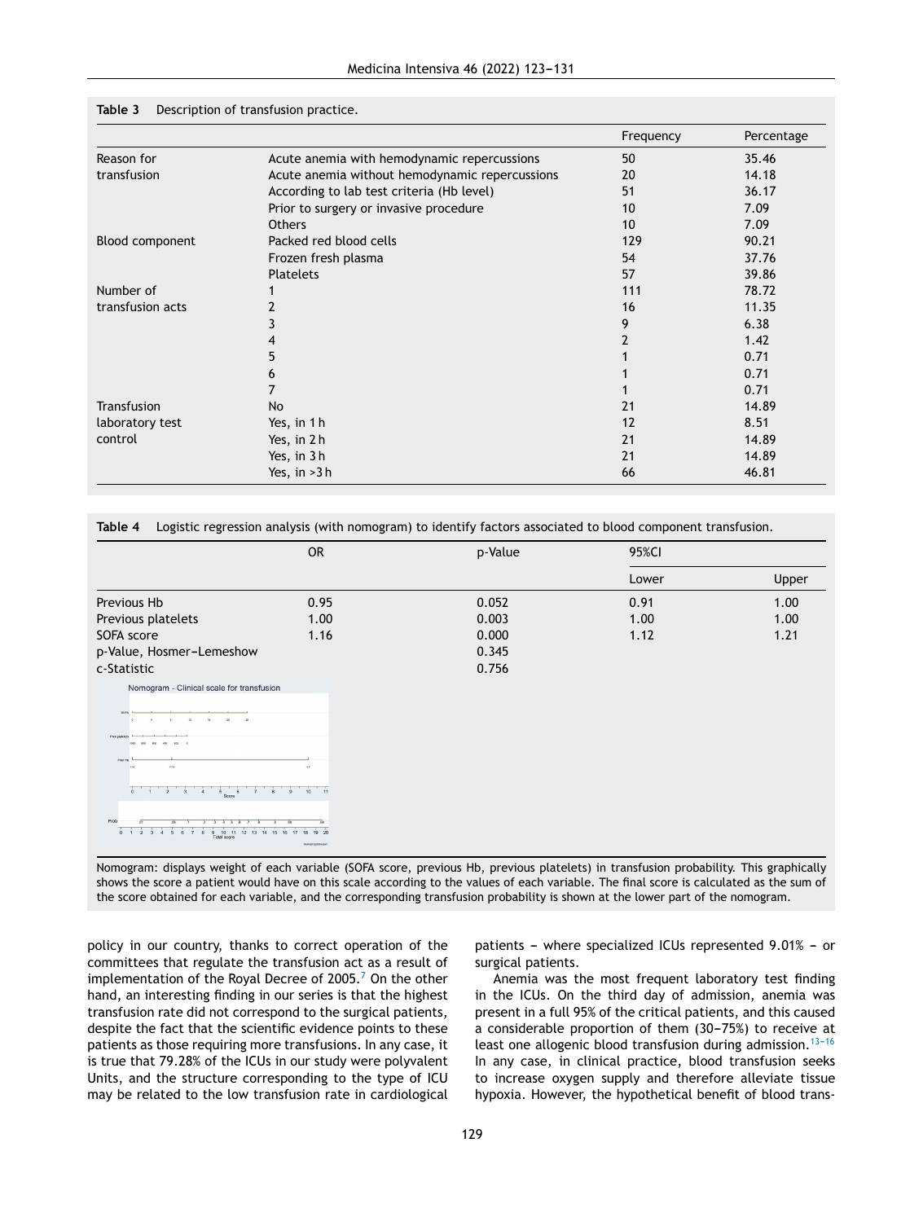**Table 3** Description of transfusion practice.

| | | Frequency | Percentage |
|---|---|---|---|
| Reason for transfusion | Acute anemia with hemodynamic repercussions | 50 | 35.46 |
| | Acute anemia without hemodynamic repercussions | 20 | 14.18 |
| | According to lab test criteria (Hb level) | 51 | 36.17 |
| | Prior to surgery or invasive procedure | 10 | 7.09 |
| | Others | 10 | 7.09 |
| Blood component | Packed red blood cells | 129 | 90.21 |
| | Frozen fresh plasma | 54 | 37.76 |
| | Platelets | 57 | 39.86 |
| Number of transfusion acts | 1 | 111 | 78.72 |
| | 2 | 16 | 11.35 |
| | 3 | 9 | 6.38 |
| | 4 | 2 | 1.42 |
| | 5 | 1 | 0.71 |
| | 6 | 1 | 0.71 |
| | 7 | 1 | 0.71 |
| Transfusion laboratory test control | No | 21 | 14.89 |
| | Yes, in 1 h | 12 | 8.51 |
| | Yes, in 2 h | 21 | 14.89 |
| | Yes, in 3 h | 21 | 14.89 |
| | Yes, in >3 h | 66 | 46.81 |

**Table 4** Logistic regression analysis (with nomogram) to identify factors associated to blood component transfusion.

| | OR | p-Value | 95%CI | |
|---|---|---|---|---|
| | | | Lower | Upper |
| Previous Hb | 0.95 | 0.052 | 0.91 | 1.00 |
| Previous platelets | 1.00 | 0.003 | 1.00 | 1.00 |
| SOFA score | 1.16 | 0.000 | 1.12 | 1.21 |
| p-Value, Hosmer–Lemeshow | | 0.345 | | |
| c-Statistic | | 0.756 | | |

Nomogram - Clinical scale for transfusion

Nomogram: displays weight of each variable (SOFA score, previous Hb, previous platelets) in transfusion probability. This graphically shows the score a patient would have on this scale according to the values of each variable. The final score is calculated as the sum of the score obtained for each variable, and the corresponding transfusion probability is shown at the lower part of the nomogram.

policy in our country, thanks to correct operation of the committees that regulate the transfusion act as a result of implementation of the Royal Decree of 2005.[7] On the other hand, an interesting finding in our series is that the highest transfusion rate did not correspond to the surgical patients, despite the fact that the scientific evidence points to these patients as those requiring more transfusions. In any case, it is true that 79.28% of the ICUs in our study were polyvalent Units, and the structure corresponding to the type of ICU may be related to the low transfusion rate in cardiological patients – where specialized ICUs represented 9.01% – or surgical patients.

Anemia was the most frequent laboratory test finding in the ICUs. On the third day of admission, anemia was present in a full 95% of the critical patients, and this caused a considerable proportion of them (30–75%) to receive at least one allogenic blood transfusion during admission.[13–16] In any case, in clinical practice, blood transfusion seeks to increase oxygen supply and therefore alleviate tissue hypoxia. However, the hypothetical benefit of blood trans-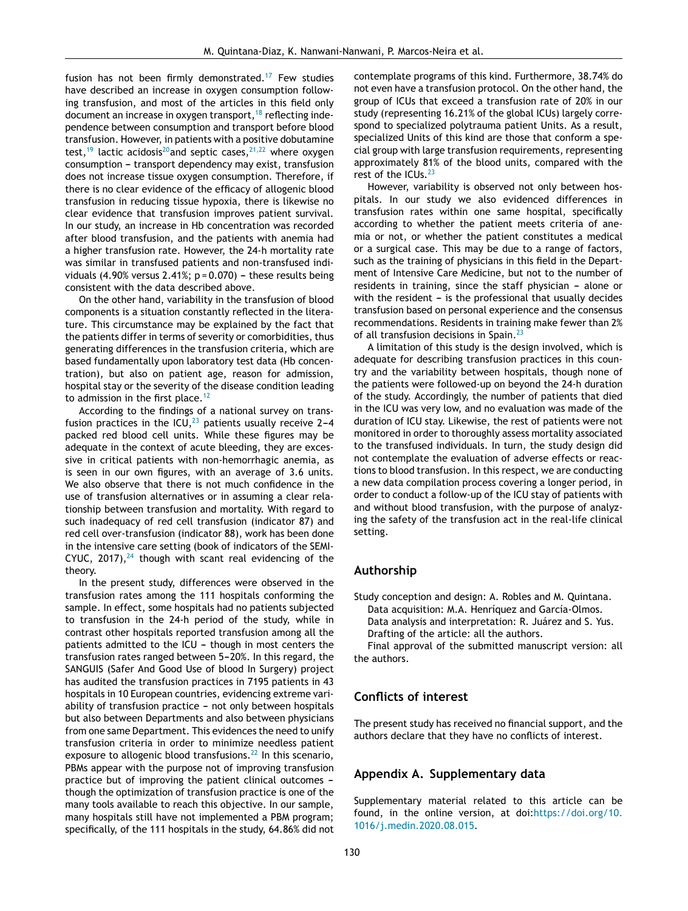fusion has not been firmly demonstrated.[17] Few studies have described an increase in oxygen consumption following transfusion, and most of the articles in this field only document an increase in oxygen transport,[18] reflecting independence between consumption and transport before blood transfusion. However, in patients with a positive dobutamine test,[19] lactic acidosis[20] and septic cases,[21,22] where oxygen consumption – transport dependency may exist, transfusion does not increase tissue oxygen consumption. Therefore, if there is no clear evidence of the efficacy of allogenic blood transfusion in reducing tissue hypoxia, there is likewise no clear evidence that transfusion improves patient survival. In our study, an increase in Hb concentration was recorded after blood transfusion, and the patients with anemia had a higher transfusion rate. However, the 24-h mortality rate was similar in transfused patients and non-transfused individuals (4.90% versus 2.41%; $p = 0.070$) – these results being consistent with the data described above.

On the other hand, variability in the transfusion of blood components is a situation constantly reflected in the literature. This circumstance may be explained by the fact that the patients differ in terms of severity or comorbidities, thus generating differences in the transfusion criteria, which are based fundamentally upon laboratory test data (Hb concentration), but also on patient age, reason for admission, hospital stay or the severity of the disease condition leading to admission in the first place.[12]

According to the findings of a national survey on transfusion practices in the ICU,[23] patients usually receive 2–4 packed red blood cell units. While these figures may be adequate in the context of acute bleeding, they are excessive in critical patients with non-hemorrhagic anemia, as is seen in our own figures, with an average of 3.6 units. We also observe that there is not much confidence in the use of transfusion alternatives or in assuming a clear relationship between transfusion and mortality. With regard to such inadequacy of red cell transfusion (indicator 87) and red cell over-transfusion (indicator 88), work has been done in the intensive care setting (book of indicators of the SEMICYUC, 2017),[24] though with scant real evidencing of the theory.

In the present study, differences were observed in the transfusion rates among the 111 hospitals conforming the sample. In effect, some hospitals had no patients subjected to transfusion in the 24-h period of the study, while in contrast other hospitals reported transfusion among all the patients admitted to the ICU – though in most centers the transfusion rates ranged between 5–20%. In this regard, the SANGUIS (Safer And Good Use of blood In Surgery) project has audited the transfusion practices in 7195 patients in 43 hospitals in 10 European countries, evidencing extreme variability of transfusion practice – not only between hospitals but also between Departments and also between physicians from one same Department. This evidences the need to unify transfusion criteria in order to minimize needless patient exposure to allogenic blood transfusions.[22] In this scenario, PBMs appear with the purpose not of improving transfusion practice but of improving the patient clinical outcomes – though the optimization of transfusion practice is one of the many tools available to reach this objective. In our sample, many hospitals still have not implemented a PBM program; specifically, of the 111 hospitals in the study, 64.86% did not contemplate programs of this kind. Furthermore, 38.74% do not even have a transfusion protocol. On the other hand, the group of ICUs that exceed a transfusion rate of 20% in our study (representing 16.21% of the global ICUs) largely correspond to specialized polytrauma patient Units. As a result, specialized Units of this kind are those that conform a special group with large transfusion requirements, representing approximately 81% of the blood units, compared with the rest of the ICUs.[23]

However, variability is observed not only between hospitals. In our study we also evidenced differences in transfusion rates within one same hospital, specifically according to whether the patient meets criteria of anemia or not, or whether the patient constitutes a medical or a surgical case. This may be due to a range of factors, such as the training of physicians in this field in the Department of Intensive Care Medicine, but not to the number of residents in training, since the staff physician – alone or with the resident – is the professional that usually decides transfusion based on personal experience and the consensus recommendations. Residents in training make fewer than 2% of all transfusion decisions in Spain.[23]

A limitation of this study is the design involved, which is adequate for describing transfusion practices in this country and the variability between hospitals, though none of the patients were followed-up on beyond the 24-h duration of the study. Accordingly, the number of patients that died in the ICU was very low, and no evaluation was made of the duration of ICU stay. Likewise, the rest of patients were not monitored in order to thoroughly assess mortality associated to the transfused individuals. In turn, the study design did not contemplate the evaluation of adverse effects or reactions to blood transfusion. In this respect, we are conducting a new data compilation process covering a longer period, in order to conduct a follow-up of the ICU stay of patients with and without blood transfusion, with the purpose of analyzing the safety of the transfusion act in the real-life clinical setting.

## Authorship

Study conception and design: A. Robles and M. Quintana.

Data acquisition: M.A. Henríquez and García-Olmos.

Data analysis and interpretation: R. Juárez and S. Yus.

Drafting of the article: all the authors.

Final approval of the submitted manuscript version: all the authors.

## Conflicts of interest

The present study has received no financial support, and the authors declare that they have no conflicts of interest.

## Appendix A. Supplementary data

Supplementary material related to this article can be found, in the online version, at doi:https://doi.org/10.1016/j.medin.2020.08.015.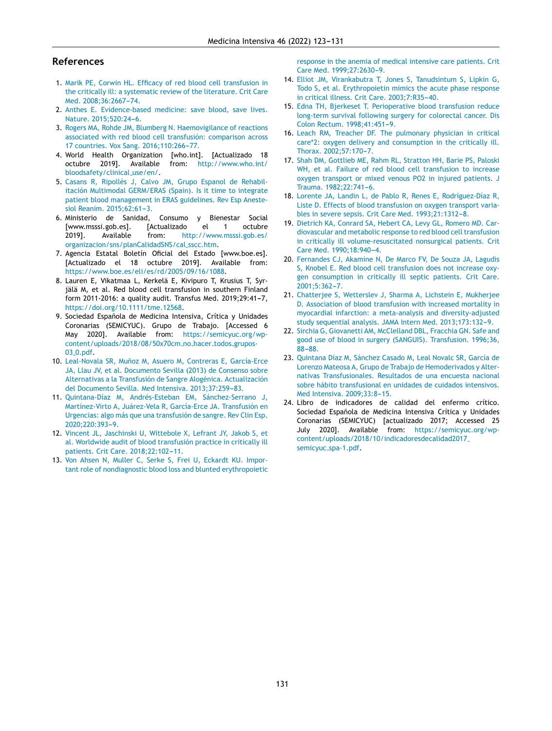## References

1. Marik PE, Corwin HL. Efficacy of red blood cell transfusion in the critically ill: a systematic review of the literature. Crit Care Med. 2008;36:2667–74.
2. Anthes E. Evidence-based medicine: save blood, save lives. Nature. 2015;520:24–6.
3. Rogers MA, Rohde JM, Blumberg N. Haemovigilance of reactions associated with red blood cell transfusión: comparison across 17 countries. Vox Sang. 2016;110:266–77.
4. World Health Organization [who.int]. [Actualizado 18 octubre 2019]. Available from: http://www.who.int/bloodsafety/clinical_use/en/.
5. Casans R, Ripollés J, Calvo JM, Grupo Espanol de Rehabilitación Multimodal GERM/ERAS (Spain). Is it time to integrate patient blood management in ERAS guidelines. Rev Esp Anestesiol Reanim. 2015;62:61–3.
6. Ministerio de Sanidad, Consumo y Bienestar Social [www.msssi.gob.es]. [Actualizado el 1 octubre 2019]. Available from: http://www.msssi.gob.es/organizacion/sns/planCalidadSNS/cal_sscc.htm.
7. Agencia Estatal Boletín Oficial del Estado [www.boe.es]. [Actualizado el 18 octubre 2019]. Available from: https://www.boe.es/eli/es/rd/2005/09/16/1088.
8. Lauren E, Vikatmaa L, Kerkelä E, Kivipuro T, Krusius T, Syrjälä M, et al. Red blood cell transfusion in southern Finland form 2011-2016: a quality audit. Transfus Med. 2019;29:41–7, https://doi.org/10.1111/tme.12568.
9. Sociedad Española de Medicina Intensiva, Crítica y Unidades Coronarias (SEMICYUC). Grupo de Trabajo. [Accessed 6 May 2020]. Available from: https://semicyuc.org/wp-content/uploads/2018/08/50x70cm_no_hacer_todos_grupos-03_0.pdf.
10. Leal-Novala SR, Muñoz M, Asuero M, Contreras E, García-Erce JA, Llau JV, et al. Documento Sevilla (2013) de Consenso sobre Alternativas a la Transfusión de Sangre Alogénica. Actualización del Documento Sevilla. Med Intensiva. 2013;37:259–83.
11. Quintana-Díaz M, Andrés-Esteban EM, Sánchez-Serrano J, Martínez-Virto A, Juárez-Vela R, García-Erce JA. Transfusión en Urgencias: algo más que una transfusión de sangre. Rev Clin Esp. 2020;220:393–9.
12. Vincent JL, Jaschinski U, Wittebole X, Lefrant JY, Jakob S, et al. Worldwide audit of blood transfusión practice in critically ill patients. Crit Care. 2018;22:102–11.
13. Von Ahsen N, Muller C, Serke S, Frei U, Eckardt KU. Important role of nondiagnostic blood loss and blunted erythropoietic response in the anemia of medical intensive care patients. Crit Care Med. 1999;27:2630–9.
14. Elliot JM, Virankabutra T, Jones S, Tanudsintum S, Lipkin G, Todo S, et al. Erythropoietin mimics the acute phase response in critical illness. Crit Care. 2003;7:R35–40.
15. Edna TH, Bjerkeset T. Perioperative blood transfusion reduce long-term survival following surgery for colorectal cancer. Dis Colon Rectum. 1998;41:451–9.
16. Leach RM, Treacher DF. The pulmonary physician in critical care*2: oxygen delivery and consumption in the critically ill. Thorax. 2002;57:170–7.
17. Shah DM, Gottlieb ME, Rahm RL, Stratton HH, Barie PS, Paloski WH, et al. Failure of red blood cell transfusion to increase oxygen transport or mixed venous PO2 in injured patients. J Trauma. 1982;22:741–6.
18. Lorente JA, Landin L, de Pablo R, Renes E, Rodríguez-Díaz R, Liste D. Effects of blood transfusion on oxygen transport variables in severe sepsis. Crit Care Med. 1993;21:1312–8.
19. Dietrich KA, Conrard SA, Hebert CA, Levy GL, Romero MD. Cardiovascular and metabolic response to red blood cell transfusion in critically ill volume-resuscitated nonsurgical patients. Crit Care Med. 1990;18:940–4.
20. Fernandes CJ, Akamine N, De Marco FV, De Souza JA, Lagudis S, Knobel E. Red blood cell transfusion does not increase oxygen consumption in critically ill septic patients. Crit Care. 2001;5:362–7.
21. Chatterjee S, Wetterslev J, Sharma A, Lichstein E, Mukherjee D. Association of blood transfusion with increased mortality in myocardial infarction: a meta-analysis and diversity-adjusted study sequential analysis. JAMA Intern Med. 2013;173:132–9.
22. Sirchia G, Giovanetti AM, McClelland DBL, Fracchia GN. Safe and good use of blood in surgery (SANGUIS). Transfusion. 1996;36, 88–88.
23. Quintana Díaz M, Sánchez Casado M, Leal Novalc SR, García de Lorenzo Mateosa A, Grupo de Trabajo de Hemoderivados y Alternativas Transfusionales. Resultados de una encuesta nacional sobre hábito transfusional en unidades de cuidados intensivos. Med Intensiva. 2009;33:8–15.
24. Libro de indicadores de calidad del enfermo crítico. Sociedad Española de Medicina Intensiva Crítica y Unidades Coronarias (SEMICYUC) [actualizado 2017; Accessed 25 July 2020]. Available from: https://semicyuc.org/wp-content/uploads/2018/10/indicadoresdecalidad2017_semicyuc_spa-1.pdf.